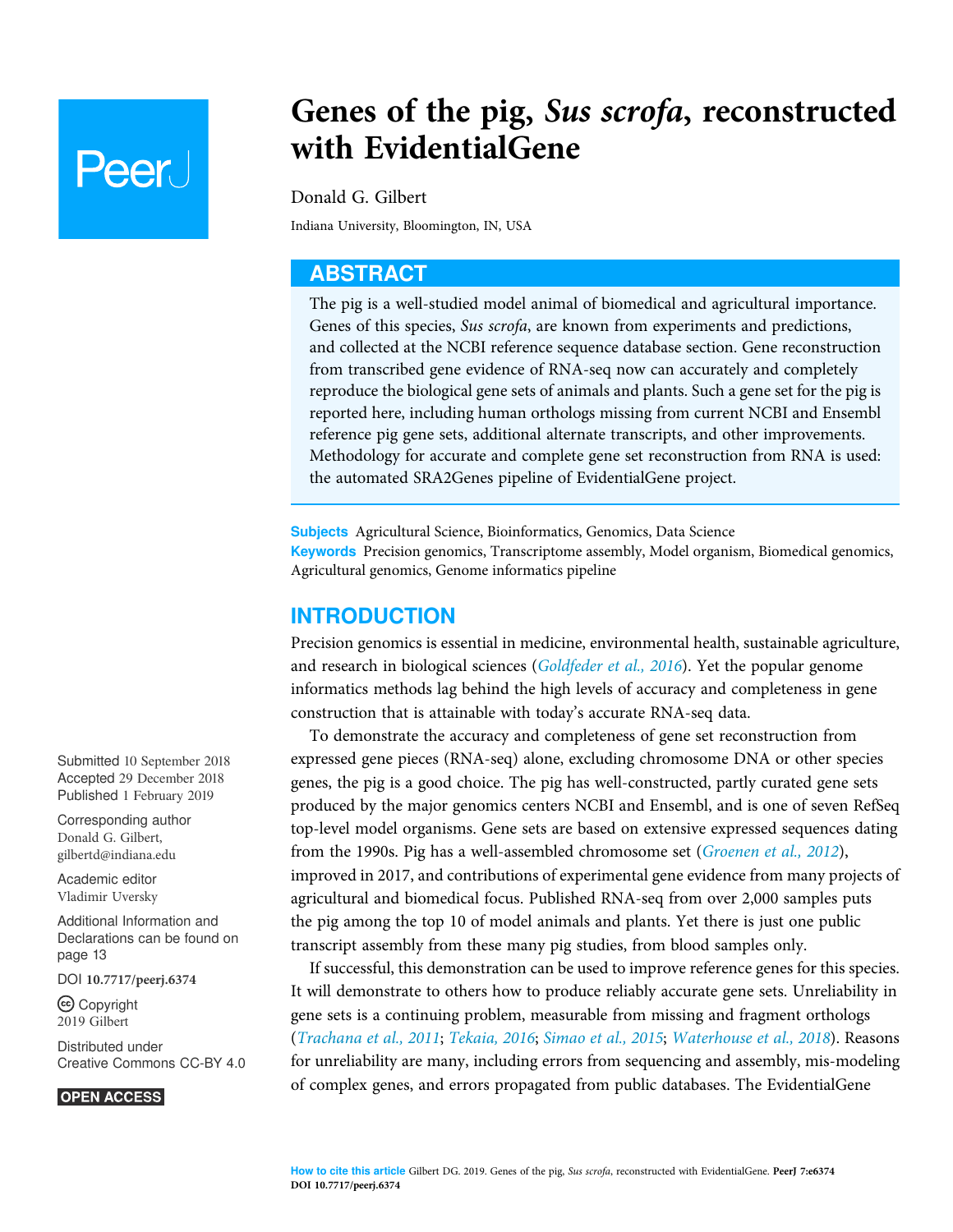# Genes of the pig, *Sus scrofa*, reconstructed with EvidentialGene

Donald G. Gilbert

Indiana University, Bloomington, IN, USA

## ABSTRACT

The pig is a well-studied model animal of biomedical and agricultural importance. Genes of this species, *Sus scrofa*, are known from experiments and predictions, and collected at the NCBI reference sequence database section. Gene reconstruction from transcribed gene evidence of RNA-seq now can accurately and completely reproduce the biological gene sets of animals and plants. Such a gene set for the pig is reported here, including human orthologs missing from current NCBI and Ensembl reference pig gene sets, additional alternate transcripts, and other improvements. Methodology for accurate and complete gene set reconstruction from RNA is used: the automated SRA2Genes pipeline of EvidentialGene project.

**Subjects** Agricultural Science, Bioinformatics, Genomics, Data Science
**Keywords** Precision genomics, Transcriptome assembly, Model organism, Biomedical genomics, Agricultural genomics, Genome informatics pipeline

Submitted 10 September 2018
Accepted 29 December 2018
Published 1 February 2019

Corresponding author
Donald G. Gilbert,
gilbertd@indiana.edu

Academic editor
Vladimir Uversky

Additional Information and Declarations can be found on page 13

DOI 10.7717/peerj.6374

Copyright
2019 Gilbert

Distributed under
Creative Commons CC-BY 4.0

OPEN ACCESS

## INTRODUCTION

Precision genomics is essential in medicine, environmental health, sustainable agriculture, and research in biological sciences (*Goldfeder et al., 2016*). Yet the popular genome informatics methods lag behind the high levels of accuracy and completeness in gene construction that is attainable with today's accurate RNA-seq data.

To demonstrate the accuracy and completeness of gene set reconstruction from expressed gene pieces (RNA-seq) alone, excluding chromosome DNA or other species genes, the pig is a good choice. The pig has well-constructed, partly curated gene sets produced by the major genomics centers NCBI and Ensembl, and is one of seven RefSeq top-level model organisms. Gene sets are based on extensive expressed sequences dating from the 1990s. Pig has a well-assembled chromosome set (*Groenen et al., 2012*), improved in 2017, and contributions of experimental gene evidence from many projects of agricultural and biomedical focus. Published RNA-seq from over 2,000 samples puts the pig among the top 10 of model animals and plants. Yet there is just one public transcript assembly from these many pig studies, from blood samples only.

If successful, this demonstration can be used to improve reference genes for this species. It will demonstrate to others how to produce reliably accurate gene sets. Unreliability in gene sets is a continuing problem, measurable from missing and fragment orthologs (*Trachana et al., 2011*; *Tekaia, 2016*; *Simao et al., 2015*; *Waterhouse et al., 2018*). Reasons for unreliability are many, including errors from sequencing and assembly, mis-modeling of complex genes, and errors propagated from public databases. The EvidentialGene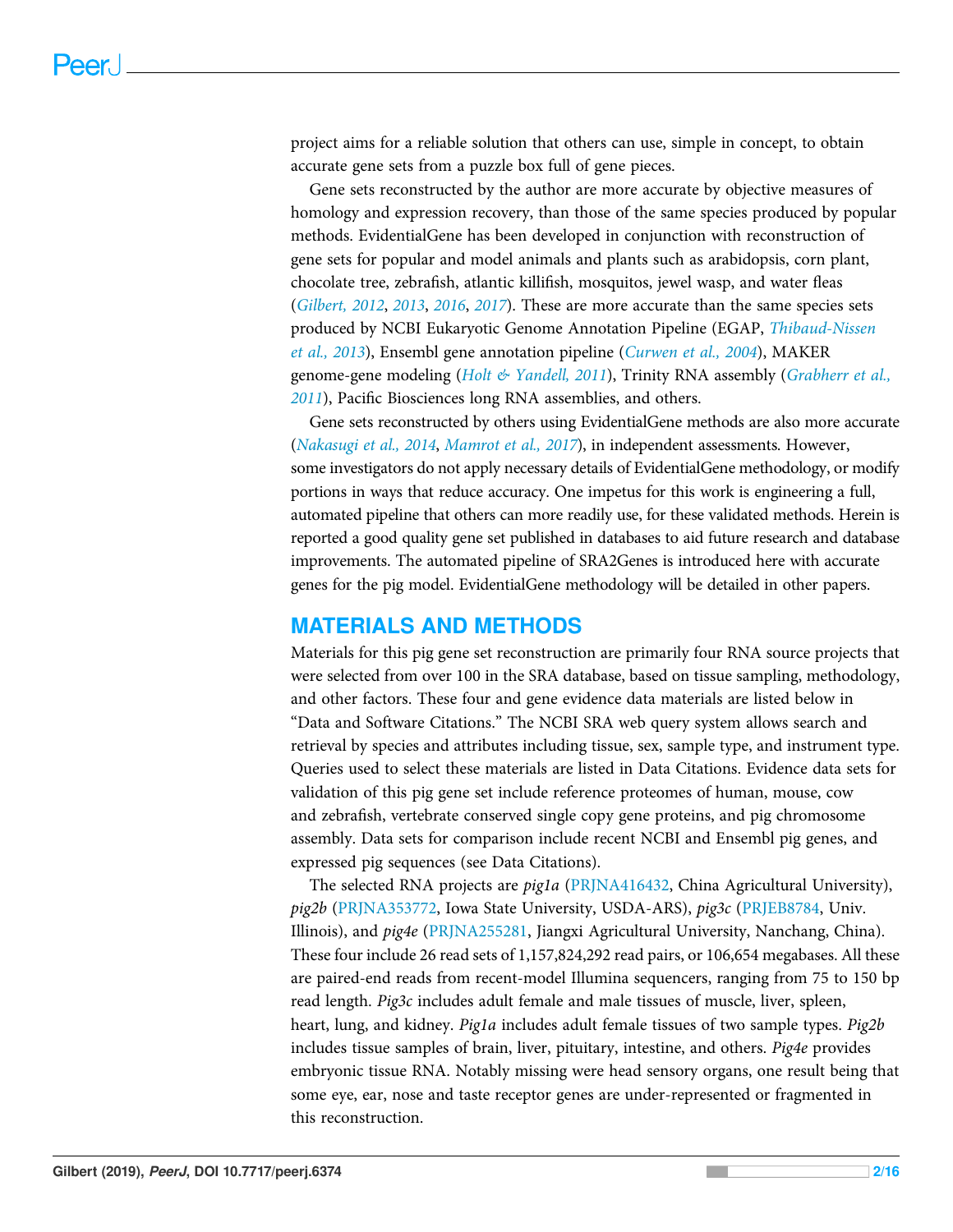project aims for a reliable solution that others can use, simple in concept, to obtain accurate gene sets from a puzzle box full of gene pieces.

Gene sets reconstructed by the author are more accurate by objective measures of homology and expression recovery, than those of the same species produced by popular methods. EvidentialGene has been developed in conjunction with reconstruction of gene sets for popular and model animals and plants such as arabidopsis, corn plant, chocolate tree, zebrafish, atlantic killifish, mosquitos, jewel wasp, and water fleas (*Gilbert, 2012*, *2013*, *2016*, *2017*). These are more accurate than the same species sets produced by NCBI Eukaryotic Genome Annotation Pipeline (EGAP, *Thibaud-Nissen et al., 2013*), Ensembl gene annotation pipeline (*Curwen et al., 2004*), MAKER genome-gene modeling (*Holt & Yandell, 2011*), Trinity RNA assembly (*Grabherr et al., 2011*), Pacific Biosciences long RNA assemblies, and others.

Gene sets reconstructed by others using EvidentialGene methods are also more accurate (*Nakasugi et al., 2014*, *Mamrot et al., 2017*), in independent assessments. However, some investigators do not apply necessary details of EvidentialGene methodology, or modify portions in ways that reduce accuracy. One impetus for this work is engineering a full, automated pipeline that others can more readily use, for these validated methods. Herein is reported a good quality gene set published in databases to aid future research and database improvements. The automated pipeline of SRA2Genes is introduced here with accurate genes for the pig model. EvidentialGene methodology will be detailed in other papers.

## MATERIALS AND METHODS

Materials for this pig gene set reconstruction are primarily four RNA source projects that were selected from over 100 in the SRA database, based on tissue sampling, methodology, and other factors. These four and gene evidence data materials are listed below in "Data and Software Citations." The NCBI SRA web query system allows search and retrieval by species and attributes including tissue, sex, sample type, and instrument type. Queries used to select these materials are listed in Data Citations. Evidence data sets for validation of this pig gene set include reference proteomes of human, mouse, cow and zebrafish, vertebrate conserved single copy gene proteins, and pig chromosome assembly. Data sets for comparison include recent NCBI and Ensembl pig genes, and expressed pig sequences (see Data Citations).

The selected RNA projects are *pig1a* (PRJNA416432, China Agricultural University), *pig2b* (PRJNA353772, Iowa State University, USDA-ARS), *pig3c* (PRJEB8784, Univ. Illinois), and *pig4e* (PRJNA255281, Jiangxi Agricultural University, Nanchang, China). These four include 26 read sets of 1,157,824,292 read pairs, or 106,654 megabases. All these are paired-end reads from recent-model Illumina sequencers, ranging from 75 to 150 bp read length. *Pig3c* includes adult female and male tissues of muscle, liver, spleen, heart, lung, and kidney. *Pig1a* includes adult female tissues of two sample types. *Pig2b* includes tissue samples of brain, liver, pituitary, intestine, and others. *Pig4e* provides embryonic tissue RNA. Notably missing were head sensory organs, one result being that some eye, ear, nose and taste receptor genes are under-represented or fragmented in this reconstruction.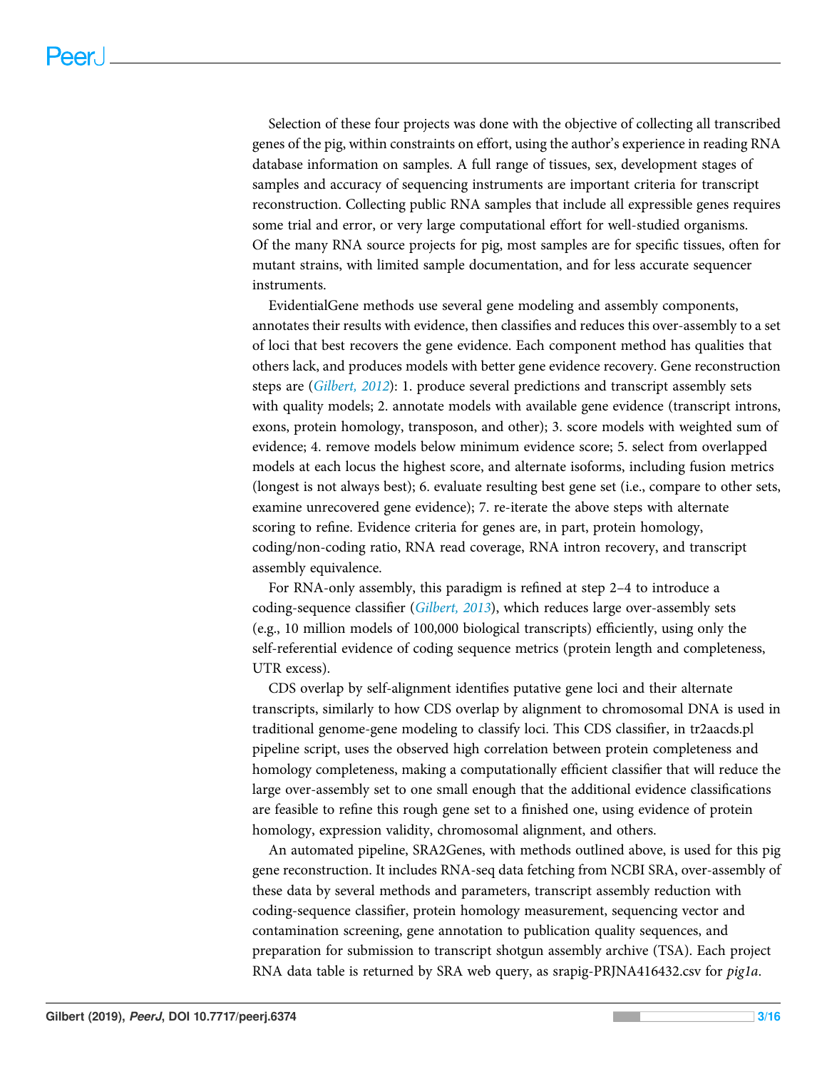Selection of these four projects was done with the objective of collecting all transcribed genes of the pig, within constraints on effort, using the author's experience in reading RNA database information on samples. A full range of tissues, sex, development stages of samples and accuracy of sequencing instruments are important criteria for transcript reconstruction. Collecting public RNA samples that include all expressible genes requires some trial and error, or very large computational effort for well-studied organisms. Of the many RNA source projects for pig, most samples are for specific tissues, often for mutant strains, with limited sample documentation, and for less accurate sequencer instruments.

EvidentialGene methods use several gene modeling and assembly components, annotates their results with evidence, then classifies and reduces this over-assembly to a set of loci that best recovers the gene evidence. Each component method has qualities that others lack, and produces models with better gene evidence recovery. Gene reconstruction steps are (*Gilbert, 2012*): 1. produce several predictions and transcript assembly sets with quality models; 2. annotate models with available gene evidence (transcript introns, exons, protein homology, transposon, and other); 3. score models with weighted sum of evidence; 4. remove models below minimum evidence score; 5. select from overlapped models at each locus the highest score, and alternate isoforms, including fusion metrics (longest is not always best); 6. evaluate resulting best gene set (i.e., compare to other sets, examine unrecovered gene evidence); 7. re-iterate the above steps with alternate scoring to refine. Evidence criteria for genes are, in part, protein homology, coding/non-coding ratio, RNA read coverage, RNA intron recovery, and transcript assembly equivalence.

For RNA-only assembly, this paradigm is refined at step 2–4 to introduce a coding-sequence classifier (*Gilbert, 2013*), which reduces large over-assembly sets (e.g., 10 million models of 100,000 biological transcripts) efficiently, using only the self-referential evidence of coding sequence metrics (protein length and completeness, UTR excess).

CDS overlap by self-alignment identifies putative gene loci and their alternate transcripts, similarly to how CDS overlap by alignment to chromosomal DNA is used in traditional genome-gene modeling to classify loci. This CDS classifier, in tr2aacds.pl pipeline script, uses the observed high correlation between protein completeness and homology completeness, making a computationally efficient classifier that will reduce the large over-assembly set to one small enough that the additional evidence classifications are feasible to refine this rough gene set to a finished one, using evidence of protein homology, expression validity, chromosomal alignment, and others.

An automated pipeline, SRA2Genes, with methods outlined above, is used for this pig gene reconstruction. It includes RNA-seq data fetching from NCBI SRA, over-assembly of these data by several methods and parameters, transcript assembly reduction with coding-sequence classifier, protein homology measurement, sequencing vector and contamination screening, gene annotation to publication quality sequences, and preparation for submission to transcript shotgun assembly archive (TSA). Each project RNA data table is returned by SRA web query, as srapig-PRJNA416432.csv for *pig1a*.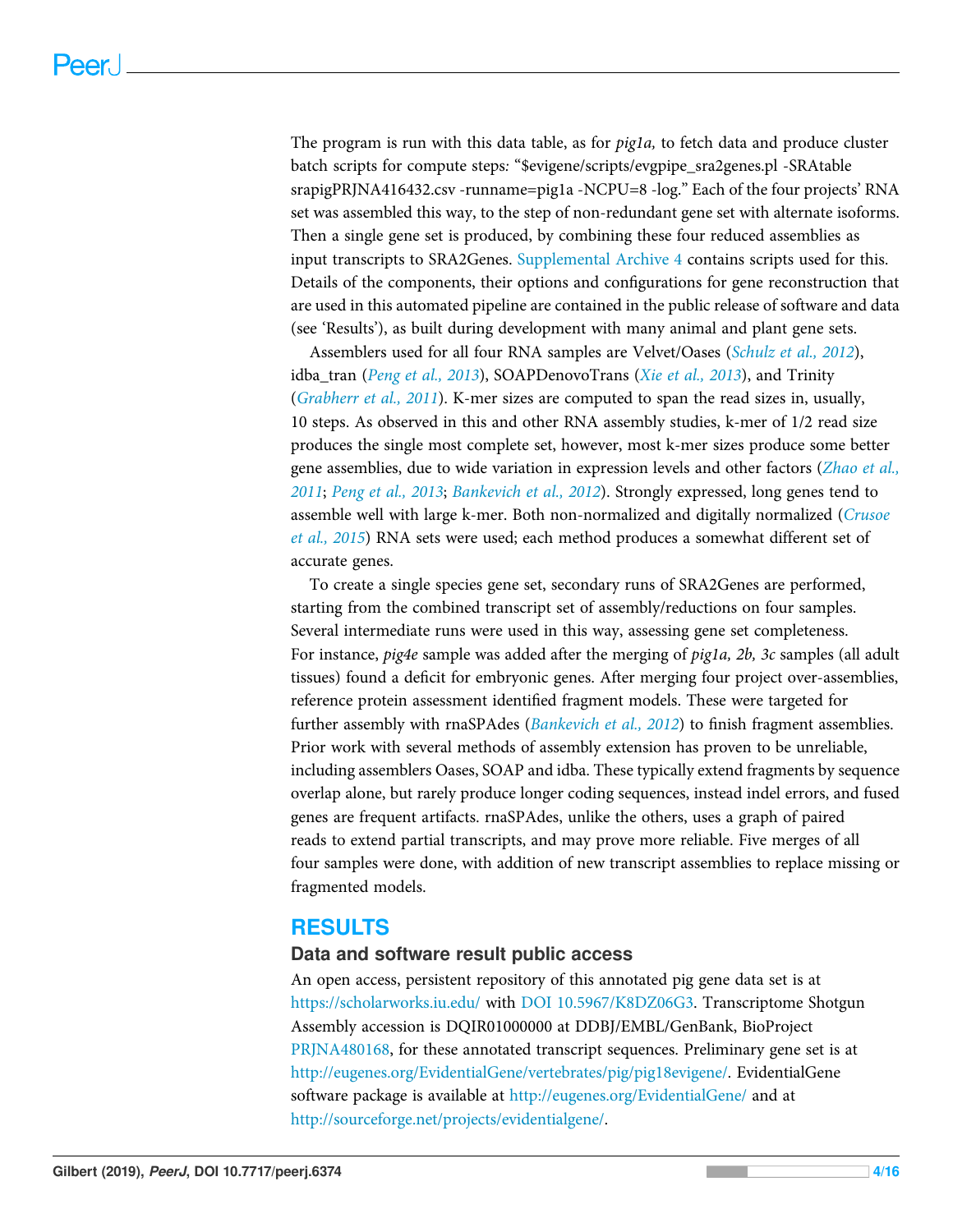The program is run with this data table, as for *pig1a,* to fetch data and produce cluster batch scripts for compute steps: "$evigene/scripts/evgpipe_sra2genes.pl -SRAtable srapigPRJNA416432.csv -runname=pig1a -NCPU=8 -log." Each of the four projects' RNA set was assembled this way, to the step of non-redundant gene set with alternate isoforms. Then a single gene set is produced, by combining these four reduced assemblies as input transcripts to SRA2Genes. Supplemental Archive 4 contains scripts used for this. Details of the components, their options and configurations for gene reconstruction that are used in this automated pipeline are contained in the public release of software and data (see 'Results'), as built during development with many animal and plant gene sets.

Assemblers used for all four RNA samples are Velvet/Oases (*Schulz et al., 2012*), idba_tran (*Peng et al., 2013*), SOAPDenovoTrans (*Xie et al., 2013*), and Trinity (*Grabherr et al., 2011*). K-mer sizes are computed to span the read sizes in, usually, 10 steps. As observed in this and other RNA assembly studies, k-mer of 1/2 read size produces the single most complete set, however, most k-mer sizes produce some better gene assemblies, due to wide variation in expression levels and other factors (*Zhao et al., 2011*; *Peng et al., 2013*; *Bankevich et al., 2012*). Strongly expressed, long genes tend to assemble well with large k-mer. Both non-normalized and digitally normalized (*Crusoe et al., 2015*) RNA sets were used; each method produces a somewhat different set of accurate genes.

To create a single species gene set, secondary runs of SRA2Genes are performed, starting from the combined transcript set of assembly/reductions on four samples. Several intermediate runs were used in this way, assessing gene set completeness. For instance, *pig4e* sample was added after the merging of *pig1a, 2b, 3c* samples (all adult tissues) found a deficit for embryonic genes. After merging four project over-assemblies, reference protein assessment identified fragment models. These were targeted for further assembly with rnaSPAdes (*Bankevich et al., 2012*) to finish fragment assemblies. Prior work with several methods of assembly extension has proven to be unreliable, including assemblers Oases, SOAP and idba. These typically extend fragments by sequence overlap alone, but rarely produce longer coding sequences, instead indel errors, and fused genes are frequent artifacts. rnaSPAdes, unlike the others, uses a graph of paired reads to extend partial transcripts, and may prove more reliable. Five merges of all four samples were done, with addition of new transcript assemblies to replace missing or fragmented models.

# RESULTS

## Data and software result public access

An open access, persistent repository of this annotated pig gene data set is at https://scholarworks.iu.edu/ with DOI 10.5967/K8DZ06G3. Transcriptome Shotgun Assembly accession is DQIR01000000 at DDBJ/EMBL/GenBank, BioProject PRJNA480168, for these annotated transcript sequences. Preliminary gene set is at http://eugenes.org/EvidentialGene/vertebrates/pig/pig18evigene/. EvidentialGene software package is available at http://eugenes.org/EvidentialGene/ and at http://sourceforge.net/projects/evidentialgene/.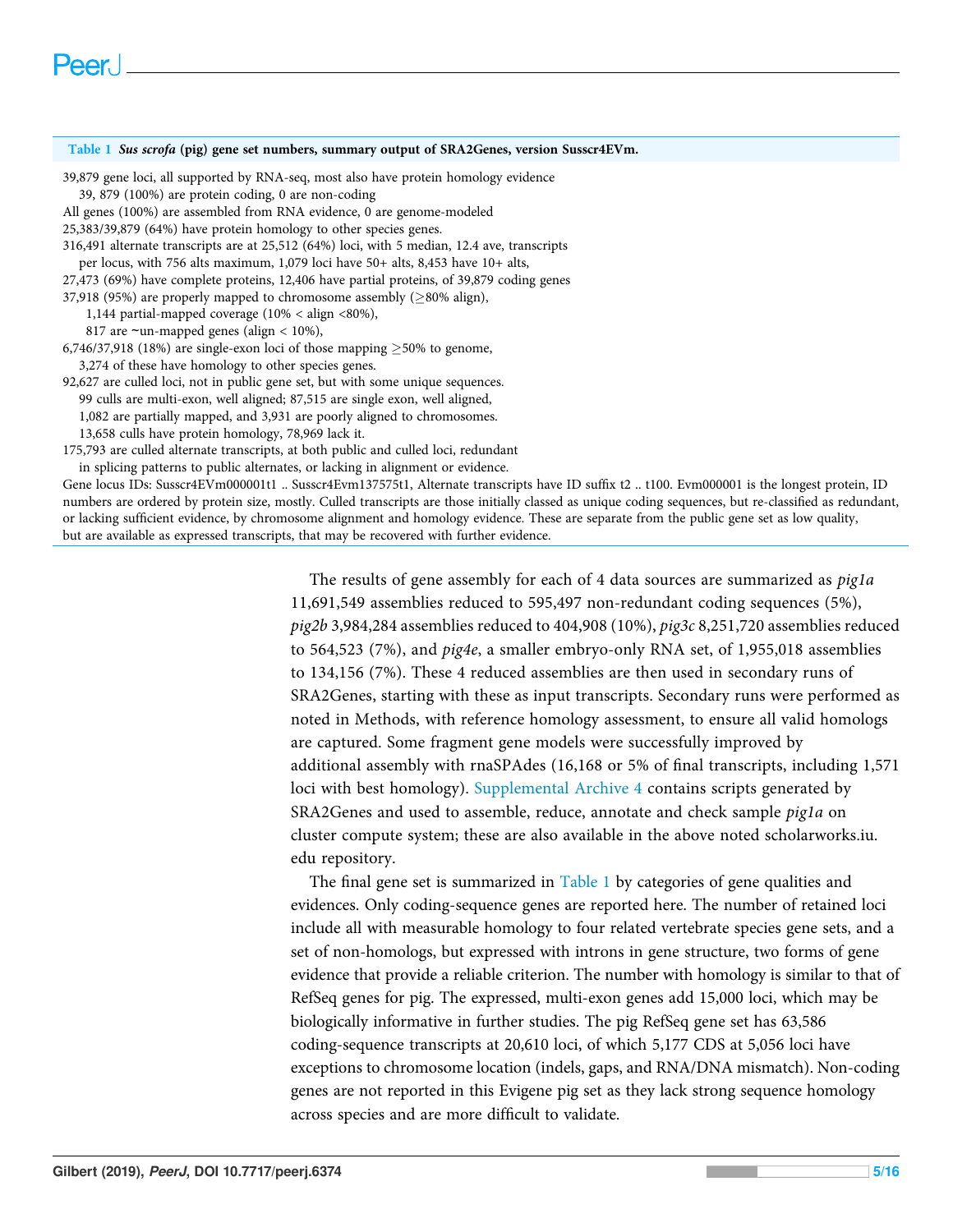**Table 1** ***Sus scrofa*** **(pig) gene set numbers, summary output of SRA2Genes, version Susscr4EVm.**

39,879 gene loci, all supported by RNA-seq, most also have protein homology evidence
    39, 879 (100%) are protein coding, 0 are non-coding
All genes (100%) are assembled from RNA evidence, 0 are genome-modeled
25,383/39,879 (64%) have protein homology to other species genes.
316,491 alternate transcripts are at 25,512 (64%) loci, with 5 median, 12.4 ave, transcripts
    per locus, with 756 alts maximum, 1,079 loci have 50+ alts, 8,453 have 10+ alts,
27,473 (69%) have complete proteins, 12,406 have partial proteins, of 39,879 coding genes
37,918 (95%) are properly mapped to chromosome assembly (≥80% align),
      1,144 partial-mapped coverage (10% < align <80%),
      817 are ~un-mapped genes (align < 10%),
6,746/37,918 (18%) are single-exon loci of those mapping ≥50% to genome,
    3,274 of these have homology to other species genes.
92,627 are culled loci, not in public gene set, but with some unique sequences.
    99 culls are multi-exon, well aligned; 87,515 are single exon, well aligned,
    1,082 are partially mapped, and 3,931 are poorly aligned to chromosomes.
    13,658 culls have protein homology, 78,969 lack it.
175,793 are culled alternate transcripts, at both public and culled loci, redundant
    in splicing patterns to public alternates, or lacking in alignment or evidence.
Gene locus IDs: Susscr4EVm000001t1 .. Susscr4Evm137575t1, Alternate transcripts have ID suffix t2 .. t100. Evm000001 is the longest protein, ID numbers are ordered by protein size, mostly. Culled transcripts are those initially classed as unique coding sequences, but re-classified as redundant, or lacking sufficient evidence, by chromosome alignment and homology evidence. These are separate from the public gene set as low quality, but are available as expressed transcripts, that may be recovered with further evidence.

The results of gene assembly for each of 4 data sources are summarized as *pig1a* 11,691,549 assemblies reduced to 595,497 non-redundant coding sequences (5%), *pig2b* 3,984,284 assemblies reduced to 404,908 (10%), *pig3c* 8,251,720 assemblies reduced to 564,523 (7%), and *pig4e*, a smaller embryo-only RNA set, of 1,955,018 assemblies to 134,156 (7%). These 4 reduced assemblies are then used in secondary runs of SRA2Genes, starting with these as input transcripts. Secondary runs were performed as noted in Methods, with reference homology assessment, to ensure all valid homologs are captured. Some fragment gene models were successfully improved by additional assembly with rnaSPAdes (16,168 or 5% of final transcripts, including 1,571 loci with best homology). Supplemental Archive 4 contains scripts generated by SRA2Genes and used to assemble, reduce, annotate and check sample *pig1a* on cluster compute system; these are also available in the above noted scholarworks.iu.edu repository.

The final gene set is summarized in Table 1 by categories of gene qualities and evidences. Only coding-sequence genes are reported here. The number of retained loci include all with measurable homology to four related vertebrate species gene sets, and a set of non-homologs, but expressed with introns in gene structure, two forms of gene evidence that provide a reliable criterion. The number with homology is similar to that of RefSeq genes for pig. The expressed, multi-exon genes add 15,000 loci, which may be biologically informative in further studies. The pig RefSeq gene set has 63,586 coding-sequence transcripts at 20,610 loci, of which 5,177 CDS at 5,056 loci have exceptions to chromosome location (indels, gaps, and RNA/DNA mismatch). Non-coding genes are not reported in this Evigene pig set as they lack strong sequence homology across species and are more difficult to validate.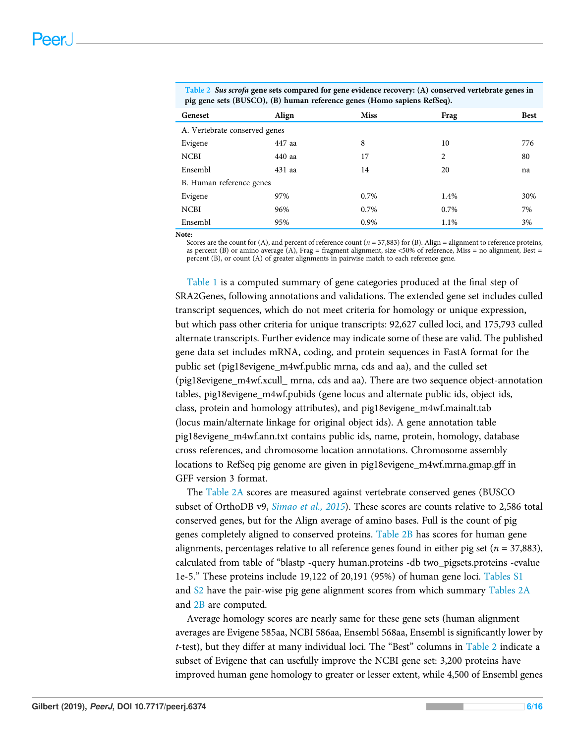**Table 2** *Sus scrofa* **gene sets compared for gene evidence recovery: (A) conserved vertebrate genes in pig gene sets (BUSCO), (B) human reference genes (Homo sapiens RefSeq).**

| Geneset | Align | Miss | Frag | Best |
|---|---|---|---|---|
| A. Vertebrate conserved genes | | | | |
| Evigene | 447 aa | 8 | 10 | 776 |
| NCBI | 440 aa | 17 | 2 | 80 |
| Ensembl | 431 aa | 14 | 20 | na |
| B. Human reference genes | | | | |
| Evigene | 97% | 0.7% | 1.4% | 30% |
| NCBI | 96% | 0.7% | 0.7% | 7% |
| Ensembl | 95% | 0.9% | 1.1% | 3% |

**Note:**
Scores are the count for (A), and percent of reference count ($n$ = 37,883) for (B). Align = alignment to reference proteins, as percent (B) or amino average (A), Frag = fragment alignment, size <50% of reference, Miss = no alignment, Best = percent (B), or count (A) of greater alignments in pairwise match to each reference gene.

Table 1 is a computed summary of gene categories produced at the final step of SRA2Genes, following annotations and validations. The extended gene set includes culled transcript sequences, which do not meet criteria for homology or unique expression, but which pass other criteria for unique transcripts: 92,627 culled loci, and 175,793 culled alternate transcripts. Further evidence may indicate some of these are valid. The published gene data set includes mRNA, coding, and protein sequences in FastA format for the public set (pig18evigene_m4wf.public mrna, cds and aa), and the culled set (pig18evigene_m4wf.xcull_ mrna, cds and aa). There are two sequence object-annotation tables, pig18evigene_m4wf.pubids (gene locus and alternate public ids, object ids, class, protein and homology attributes), and pig18evigene_m4wf.mainalt.tab (locus main/alternate linkage for original object ids). A gene annotation table pig18evigene_m4wf.ann.txt contains public ids, name, protein, homology, database cross references, and chromosome location annotations. Chromosome assembly locations to RefSeq pig genome are given in pig18evigene_m4wf.mrna.gmap.gff in GFF version 3 format.

The Table 2A scores are measured against vertebrate conserved genes (BUSCO subset of OrthoDB v9, *Simao et al., 2015*). These scores are counts relative to 2,586 total conserved genes, but for the Align average of amino bases. Full is the count of pig genes completely aligned to conserved proteins. Table 2B has scores for human gene alignments, percentages relative to all reference genes found in either pig set ($n$ = 37,883), calculated from table of "blastp -query human.proteins -db two_pigsets.proteins -evalue 1e-5." These proteins include 19,122 of 20,191 (95%) of human gene loci. Tables S1 and S2 have the pair-wise pig gene alignment scores from which summary Tables 2A and 2B are computed.

Average homology scores are nearly same for these gene sets (human alignment averages are Evigene 585aa, NCBI 586aa, Ensembl 568aa, Ensembl is significantly lower by $t$-test), but they differ at many individual loci. The "Best" columns in Table 2 indicate a subset of Evigene that can usefully improve the NCBI gene set: 3,200 proteins have improved human gene homology to greater or lesser extent, while 4,500 of Ensembl genes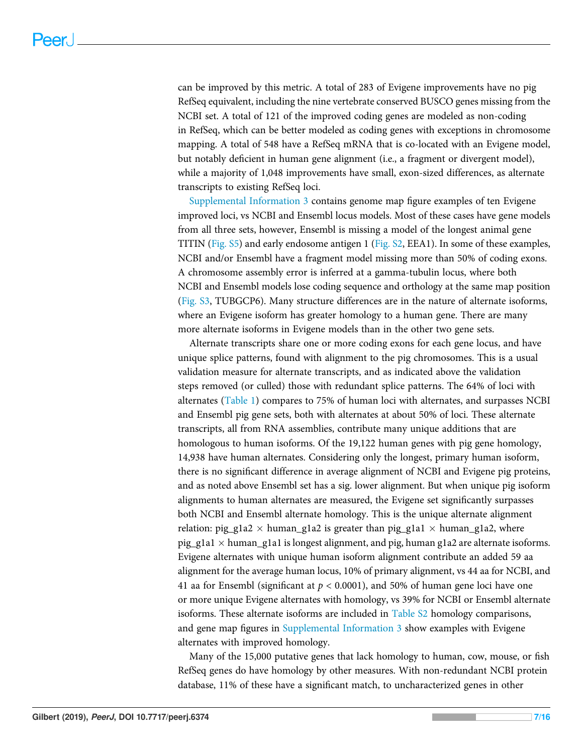can be improved by this metric. A total of 283 of Evigene improvements have no pig RefSeq equivalent, including the nine vertebrate conserved BUSCO genes missing from the NCBI set. A total of 121 of the improved coding genes are modeled as non-coding in RefSeq, which can be better modeled as coding genes with exceptions in chromosome mapping. A total of 548 have a RefSeq mRNA that is co-located with an Evigene model, but notably deficient in human gene alignment (i.e., a fragment or divergent model), while a majority of 1,048 improvements have small, exon-sized differences, as alternate transcripts to existing RefSeq loci.

Supplemental Information 3 contains genome map figure examples of ten Evigene improved loci, vs NCBI and Ensembl locus models. Most of these cases have gene models from all three sets, however, Ensembl is missing a model of the longest animal gene TITIN (Fig. S5) and early endosome antigen 1 (Fig. S2, EEA1). In some of these examples, NCBI and/or Ensembl have a fragment model missing more than 50% of coding exons. A chromosome assembly error is inferred at a gamma-tubulin locus, where both NCBI and Ensembl models lose coding sequence and orthology at the same map position (Fig. S3, TUBGCP6). Many structure differences are in the nature of alternate isoforms, where an Evigene isoform has greater homology to a human gene. There are many more alternate isoforms in Evigene models than in the other two gene sets.

Alternate transcripts share one or more coding exons for each gene locus, and have unique splice patterns, found with alignment to the pig chromosomes. This is a usual validation measure for alternate transcripts, and as indicated above the validation steps removed (or culled) those with redundant splice patterns. The 64% of loci with alternates (Table 1) compares to 75% of human loci with alternates, and surpasses NCBI and Ensembl pig gene sets, both with alternates at about 50% of loci. These alternate transcripts, all from RNA assemblies, contribute many unique additions that are homologous to human isoforms. Of the 19,122 human genes with pig gene homology, 14,938 have human alternates. Considering only the longest, primary human isoform, there is no significant difference in average alignment of NCBI and Evigene pig proteins, and as noted above Ensembl set has a sig. lower alignment. But when unique pig isoform alignments to human alternates are measured, the Evigene set significantly surpasses both NCBI and Ensembl alternate homology. This is the unique alternate alignment relation: pig_g1a2 $\times$ human_g1a2 is greater than pig_g1a1 $\times$ human_g1a2, where pig_g1a1 $\times$ human_g1a1 is longest alignment, and pig, human g1a2 are alternate isoforms. Evigene alternates with unique human isoform alignment contribute an added 59 aa alignment for the average human locus, 10% of primary alignment, vs 44 aa for NCBI, and 41 aa for Ensembl (significant at $p < 0.0001$), and 50% of human gene loci have one or more unique Evigene alternates with homology, vs 39% for NCBI or Ensembl alternate isoforms. These alternate isoforms are included in Table S2 homology comparisons, and gene map figures in Supplemental Information 3 show examples with Evigene alternates with improved homology.

Many of the 15,000 putative genes that lack homology to human, cow, mouse, or fish RefSeq genes do have homology by other measures. With non-redundant NCBI protein database, 11% of these have a significant match, to uncharacterized genes in other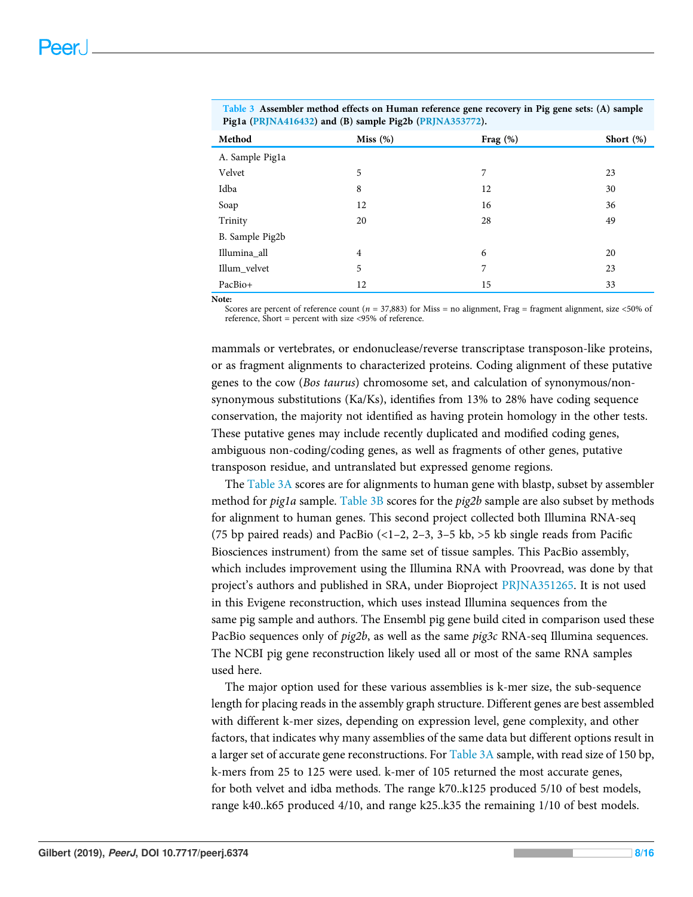**Table 3 Assembler method effects on Human reference gene recovery in Pig gene sets: (A) sample Pig1a (PRJNA416432) and (B) sample Pig2b (PRJNA353772).**

| Method | Miss (%) | Frag (%) | Short (%) |
|---|---|---|---|
| A. Sample Pig1a | | | |
| Velvet | 5 | 7 | 23 |
| Idba | 8 | 12 | 30 |
| Soap | 12 | 16 | 36 |
| Trinity | 20 | 28 | 49 |
| B. Sample Pig2b | | | |
| Illumina_all | 4 | 6 | 20 |
| Illum_velvet | 5 | 7 | 23 |
| PacBio+ | 12 | 15 | 33 |

**Note:**
Scores are percent of reference count ($n$ = 37,883) for Miss = no alignment, Frag = fragment alignment, size <50% of reference, Short = percent with size <95% of reference.

mammals or vertebrates, or endonuclease/reverse transcriptase transposon-like proteins, or as fragment alignments to characterized proteins. Coding alignment of these putative genes to the cow (*Bos taurus*) chromosome set, and calculation of synonymous/non-synonymous substitutions (Ka/Ks), identifies from 13% to 28% have coding sequence conservation, the majority not identified as having protein homology in the other tests. These putative genes may include recently duplicated and modified coding genes, ambiguous non-coding/coding genes, as well as fragments of other genes, putative transposon residue, and untranslated but expressed genome regions.

The Table 3A scores are for alignments to human gene with blastp, subset by assembler method for *pig1a* sample. Table 3B scores for the *pig2b* sample are also subset by methods for alignment to human genes. This second project collected both Illumina RNA-seq (75 bp paired reads) and PacBio (<1–2, 2–3, 3–5 kb, >5 kb single reads from Pacific Biosciences instrument) from the same set of tissue samples. This PacBio assembly, which includes improvement using the Illumina RNA with Proovread, was done by that project's authors and published in SRA, under Bioproject PRJNA351265. It is not used in this Evigene reconstruction, which uses instead Illumina sequences from the same pig sample and authors. The Ensembl pig gene build cited in comparison used these PacBio sequences only of *pig2b*, as well as the same *pig3c* RNA-seq Illumina sequences. The NCBI pig gene reconstruction likely used all or most of the same RNA samples used here.

The major option used for these various assemblies is k-mer size, the sub-sequence length for placing reads in the assembly graph structure. Different genes are best assembled with different k-mer sizes, depending on expression level, gene complexity, and other factors, that indicates why many assemblies of the same data but different options result in a larger set of accurate gene reconstructions. For Table 3A sample, with read size of 150 bp, k-mers from 25 to 125 were used. k-mer of 105 returned the most accurate genes, for both velvet and idba methods. The range k70..k125 produced 5/10 of best models, range k40..k65 produced 4/10, and range k25..k35 the remaining 1/10 of best models.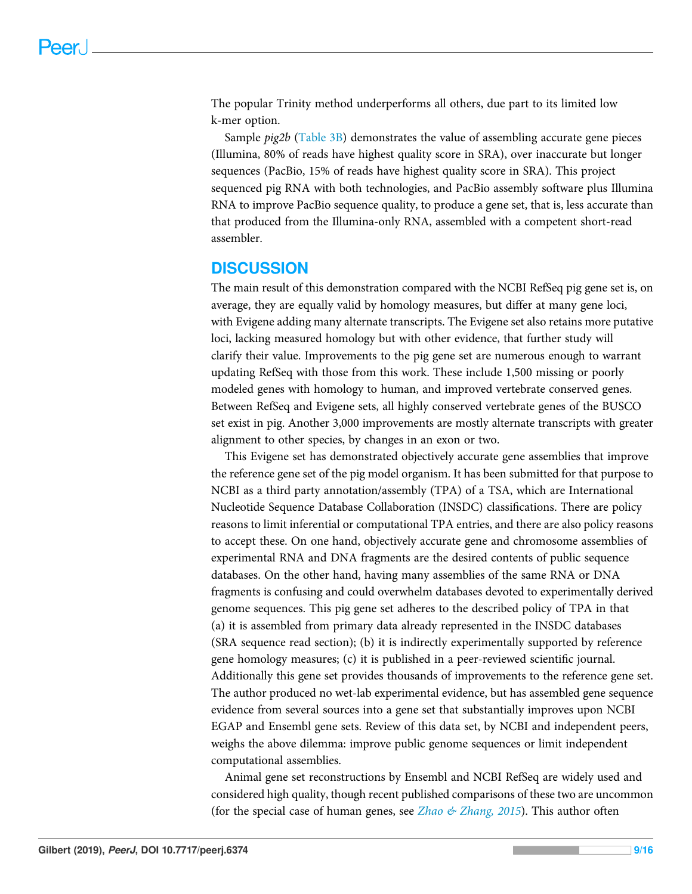The popular Trinity method underperforms all others, due part to its limited low k-mer option.

Sample *pig2b* (Table 3B) demonstrates the value of assembling accurate gene pieces (Illumina, 80% of reads have highest quality score in SRA), over inaccurate but longer sequences (PacBio, 15% of reads have highest quality score in SRA). This project sequenced pig RNA with both technologies, and PacBio assembly software plus Illumina RNA to improve PacBio sequence quality, to produce a gene set, that is, less accurate than that produced from the Illumina-only RNA, assembled with a competent short-read assembler.

## DISCUSSION

The main result of this demonstration compared with the NCBI RefSeq pig gene set is, on average, they are equally valid by homology measures, but differ at many gene loci, with Evigene adding many alternate transcripts. The Evigene set also retains more putative loci, lacking measured homology but with other evidence, that further study will clarify their value. Improvements to the pig gene set are numerous enough to warrant updating RefSeq with those from this work. These include 1,500 missing or poorly modeled genes with homology to human, and improved vertebrate conserved genes. Between RefSeq and Evigene sets, all highly conserved vertebrate genes of the BUSCO set exist in pig. Another 3,000 improvements are mostly alternate transcripts with greater alignment to other species, by changes in an exon or two.

This Evigene set has demonstrated objectively accurate gene assemblies that improve the reference gene set of the pig model organism. It has been submitted for that purpose to NCBI as a third party annotation/assembly (TPA) of a TSA, which are International Nucleotide Sequence Database Collaboration (INSDC) classifications. There are policy reasons to limit inferential or computational TPA entries, and there are also policy reasons to accept these. On one hand, objectively accurate gene and chromosome assemblies of experimental RNA and DNA fragments are the desired contents of public sequence databases. On the other hand, having many assemblies of the same RNA or DNA fragments is confusing and could overwhelm databases devoted to experimentally derived genome sequences. This pig gene set adheres to the described policy of TPA in that (a) it is assembled from primary data already represented in the INSDC databases (SRA sequence read section); (b) it is indirectly experimentally supported by reference gene homology measures; (c) it is published in a peer-reviewed scientific journal. Additionally this gene set provides thousands of improvements to the reference gene set. The author produced no wet-lab experimental evidence, but has assembled gene sequence evidence from several sources into a gene set that substantially improves upon NCBI EGAP and Ensembl gene sets. Review of this data set, by NCBI and independent peers, weighs the above dilemma: improve public genome sequences or limit independent computational assemblies.

Animal gene set reconstructions by Ensembl and NCBI RefSeq are widely used and considered high quality, though recent published comparisons of these two are uncommon (for the special case of human genes, see *Zhao & Zhang, 2015*). This author often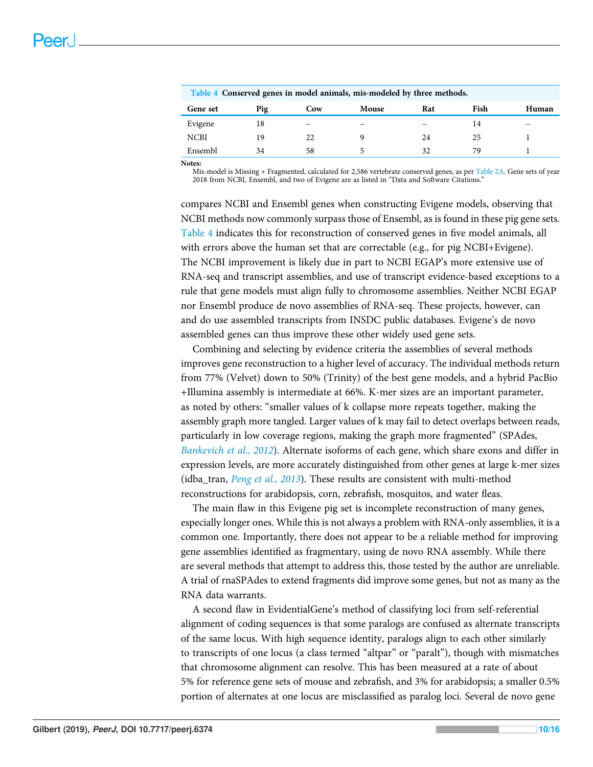**Table 4** Conserved genes in model animals, mis-modeled by three methods.

| Gene set | Pig | Cow | Mouse | Rat | Fish | Human |
|---|---|---|---|---|---|---|
| Evigene | 18 | – | – | – | 14 | – |
| NCBI | 19 | 22 | 9 | 24 | 25 | 1 |
| Ensembl | 34 | 58 | 5 | 32 | 79 | 1 |

**Notes:**
Mis-model is Missing + Fragmented, calculated for 2,586 vertebrate conserved genes, as per Table 2A. Gene sets of year 2018 from NCBI, Ensembl, and two of Evigene are as listed in "Data and Software Citations."

compares NCBI and Ensembl genes when constructing Evigene models, observing that NCBI methods now commonly surpass those of Ensembl, as is found in these pig gene sets. Table 4 indicates this for reconstruction of conserved genes in five model animals, all with errors above the human set that are correctable (e.g., for pig NCBI+Evigene). The NCBI improvement is likely due in part to NCBI EGAP's more extensive use of RNA-seq and transcript assemblies, and use of transcript evidence-based exceptions to a rule that gene models must align fully to chromosome assemblies. Neither NCBI EGAP nor Ensembl produce de novo assemblies of RNA-seq. These projects, however, can and do use assembled transcripts from INSDC public databases. Evigene's de novo assembled genes can thus improve these other widely used gene sets.

Combining and selecting by evidence criteria the assemblies of several methods improves gene reconstruction to a higher level of accuracy. The individual methods return from 77% (Velvet) down to 50% (Trinity) of the best gene models, and a hybrid PacBio +Illumina assembly is intermediate at 66%. K-mer sizes are an important parameter, as noted by others: "smaller values of k collapse more repeats together, making the assembly graph more tangled. Larger values of k may fail to detect overlaps between reads, particularly in low coverage regions, making the graph more fragmented" (SPAdes, *Bankevich et al., 2012*). Alternate isoforms of each gene, which share exons and differ in expression levels, are more accurately distinguished from other genes at large k-mer sizes (idba_tran, *Peng et al., 2013*). These results are consistent with multi-method reconstructions for arabidopsis, corn, zebrafish, mosquitos, and water fleas.

The main flaw in this Evigene pig set is incomplete reconstruction of many genes, especially longer ones. While this is not always a problem with RNA-only assemblies, it is a common one. Importantly, there does not appear to be a reliable method for improving gene assemblies identified as fragmentary, using de novo RNA assembly. While there are several methods that attempt to address this, those tested by the author are unreliable. A trial of rnaSPAdes to extend fragments did improve some genes, but not as many as the RNA data warrants.

A second flaw in EvidentialGene's method of classifying loci from self-referential alignment of coding sequences is that some paralogs are confused as alternate transcripts of the same locus. With high sequence identity, paralogs align to each other similarly to transcripts of one locus (a class termed "altpar" or "paralt"), though with mismatches that chromosome alignment can resolve. This has been measured at a rate of about 5% for reference gene sets of mouse and zebrafish, and 3% for arabidopsis; a smaller 0.5% portion of alternates at one locus are misclassified as paralog loci. Several de novo gene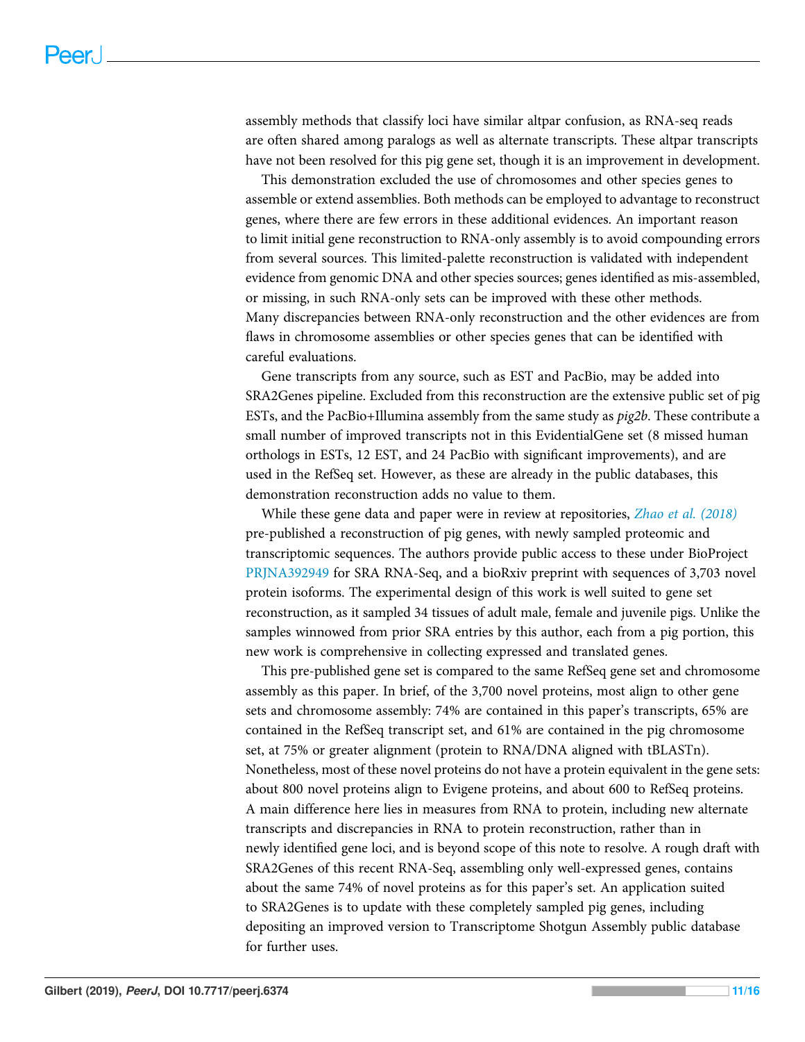assembly methods that classify loci have similar altpar confusion, as RNA-seq reads are often shared among paralogs as well as alternate transcripts. These altpar transcripts have not been resolved for this pig gene set, though it is an improvement in development.

This demonstration excluded the use of chromosomes and other species genes to assemble or extend assemblies. Both methods can be employed to advantage to reconstruct genes, where there are few errors in these additional evidences. An important reason to limit initial gene reconstruction to RNA-only assembly is to avoid compounding errors from several sources. This limited-palette reconstruction is validated with independent evidence from genomic DNA and other species sources; genes identified as mis-assembled, or missing, in such RNA-only sets can be improved with these other methods. Many discrepancies between RNA-only reconstruction and the other evidences are from flaws in chromosome assemblies or other species genes that can be identified with careful evaluations.

Gene transcripts from any source, such as EST and PacBio, may be added into SRA2Genes pipeline. Excluded from this reconstruction are the extensive public set of pig ESTs, and the PacBio+Illumina assembly from the same study as *pig2b*. These contribute a small number of improved transcripts not in this EvidentialGene set (8 missed human orthologs in ESTs, 12 EST, and 24 PacBio with significant improvements), and are used in the RefSeq set. However, as these are already in the public databases, this demonstration reconstruction adds no value to them.

While these gene data and paper were in review at repositories, *Zhao et al. (2018)* pre-published a reconstruction of pig genes, with newly sampled proteomic and transcriptomic sequences. The authors provide public access to these under BioProject PRJNA392949 for SRA RNA-Seq, and a bioRxiv preprint with sequences of 3,703 novel protein isoforms. The experimental design of this work is well suited to gene set reconstruction, as it sampled 34 tissues of adult male, female and juvenile pigs. Unlike the samples winnowed from prior SRA entries by this author, each from a pig portion, this new work is comprehensive in collecting expressed and translated genes.

This pre-published gene set is compared to the same RefSeq gene set and chromosome assembly as this paper. In brief, of the 3,700 novel proteins, most align to other gene sets and chromosome assembly: 74% are contained in this paper's transcripts, 65% are contained in the RefSeq transcript set, and 61% are contained in the pig chromosome set, at 75% or greater alignment (protein to RNA/DNA aligned with tBLASTn). Nonetheless, most of these novel proteins do not have a protein equivalent in the gene sets: about 800 novel proteins align to Evigene proteins, and about 600 to RefSeq proteins. A main difference here lies in measures from RNA to protein, including new alternate transcripts and discrepancies in RNA to protein reconstruction, rather than in newly identified gene loci, and is beyond scope of this note to resolve. A rough draft with SRA2Genes of this recent RNA-Seq, assembling only well-expressed genes, contains about the same 74% of novel proteins as for this paper's set. An application suited to SRA2Genes is to update with these completely sampled pig genes, including depositing an improved version to Transcriptome Shotgun Assembly public database for further uses.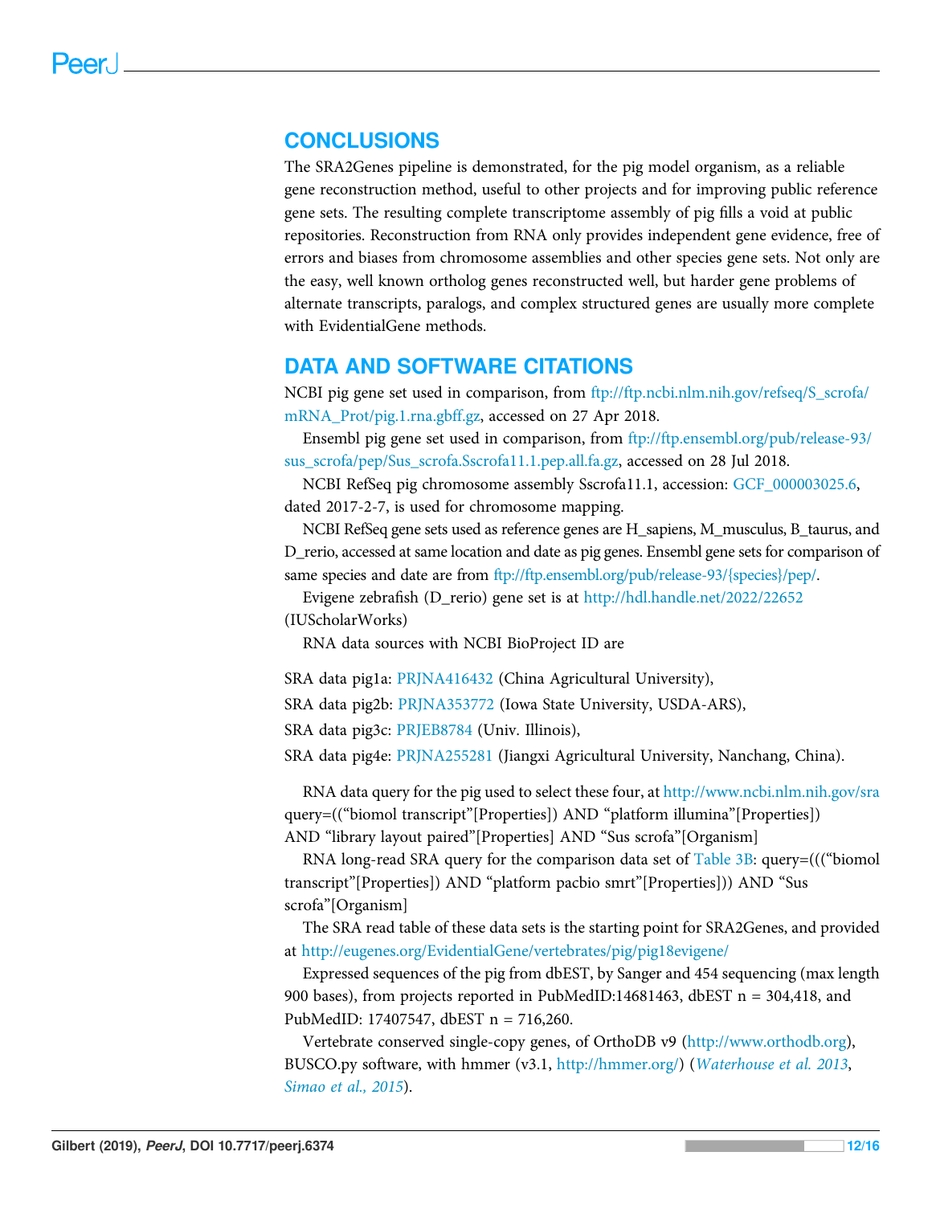## CONCLUSIONS

The SRA2Genes pipeline is demonstrated, for the pig model organism, as a reliable gene reconstruction method, useful to other projects and for improving public reference gene sets. The resulting complete transcriptome assembly of pig fills a void at public repositories. Reconstruction from RNA only provides independent gene evidence, free of errors and biases from chromosome assemblies and other species gene sets. Not only are the easy, well known ortholog genes reconstructed well, but harder gene problems of alternate transcripts, paralogs, and complex structured genes are usually more complete with EvidentialGene methods.

## DATA AND SOFTWARE CITATIONS

NCBI pig gene set used in comparison, from ftp://ftp.ncbi.nlm.nih.gov/refseq/S_scrofa/mRNA_Prot/pig.1.rna.gbff.gz, accessed on 27 Apr 2018.

Ensembl pig gene set used in comparison, from ftp://ftp.ensembl.org/pub/release-93/sus_scrofa/pep/Sus_scrofa.Sscrofa11.1.pep.all.fa.gz, accessed on 28 Jul 2018.

NCBI RefSeq pig chromosome assembly Sscrofa11.1, accession: GCF_000003025.6, dated 2017-2-7, is used for chromosome mapping.

NCBI RefSeq gene sets used as reference genes are H_sapiens, M_musculus, B_taurus, and D_rerio, accessed at same location and date as pig genes. Ensembl gene sets for comparison of same species and date are from ftp://ftp.ensembl.org/pub/release-93/{species}/pep/.

Evigene zebrafish (D_rerio) gene set is at http://hdl.handle.net/2022/22652 (IUScholarWorks)

RNA data sources with NCBI BioProject ID are

SRA data pig1a: PRJNA416432 (China Agricultural University),

SRA data pig2b: PRJNA353772 (Iowa State University, USDA-ARS),

SRA data pig3c: PRJEB8784 (Univ. Illinois),

SRA data pig4e: PRJNA255281 (Jiangxi Agricultural University, Nanchang, China).

RNA data query for the pig used to select these four, at http://www.ncbi.nlm.nih.gov/sra query=((“biomol transcript”[Properties]) AND “platform illumina”[Properties]) AND “library layout paired”[Properties] AND “Sus scrofa”[Organism]

RNA long-read SRA query for the comparison data set of Table 3B: query=(((“biomol transcript”[Properties]) AND “platform pacbio smrt”[Properties])) AND “Sus scrofa”[Organism]

The SRA read table of these data sets is the starting point for SRA2Genes, and provided at http://eugenes.org/EvidentialGene/vertebrates/pig/pig18evigene/

Expressed sequences of the pig from dbEST, by Sanger and 454 sequencing (max length 900 bases), from projects reported in PubMedID:14681463, dbEST n = 304,418, and PubMedID: 17407547, dbEST n = 716,260.

Vertebrate conserved single-copy genes, of OrthoDB v9 (http://www.orthodb.org), BUSCO.py software, with hmmer (v3.1, http://hmmer.org/) (*Waterhouse et al. 2013*, *Simao et al., 2015*).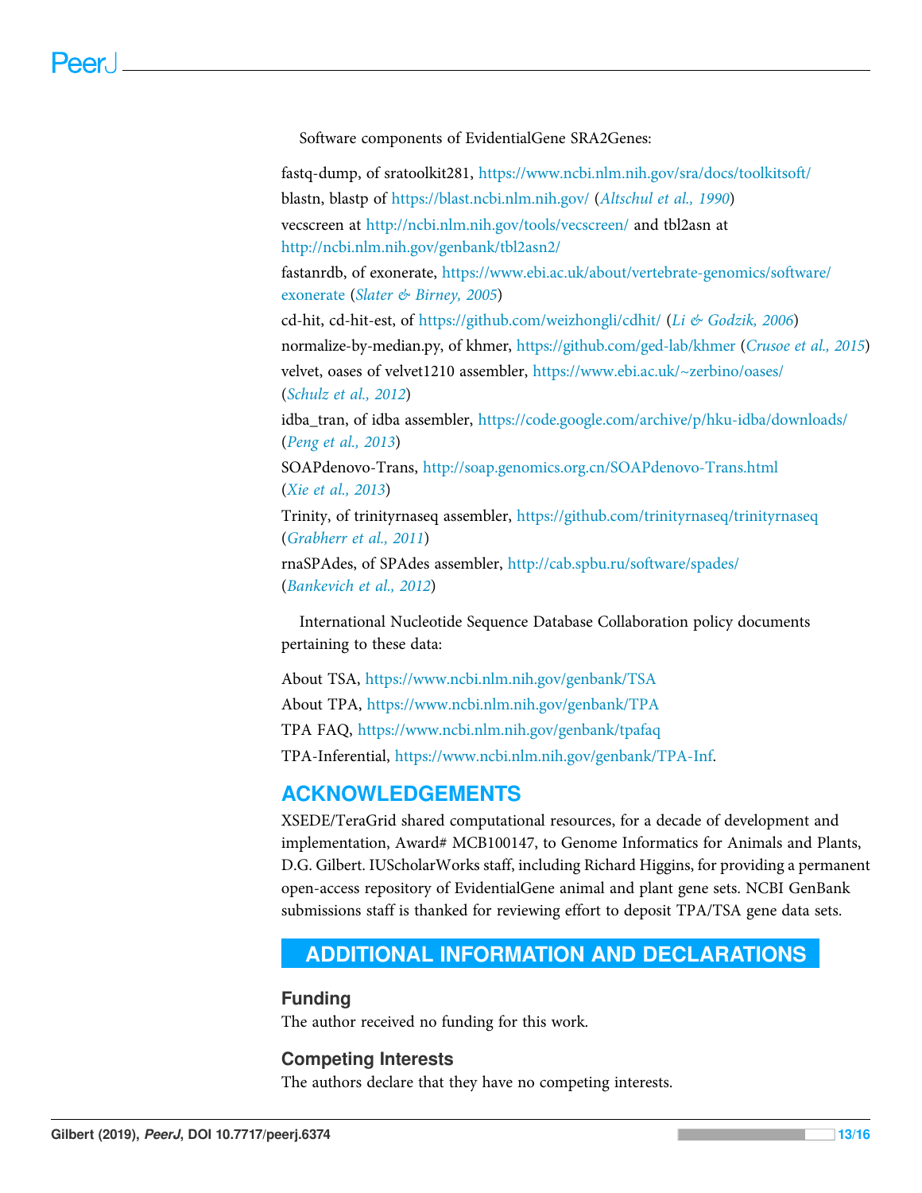Software components of EvidentialGene SRA2Genes:

fastq-dump, of sratoolkit281, https://www.ncbi.nlm.nih.gov/sra/docs/toolkitsoft/

blastn, blastp of https://blast.ncbi.nlm.nih.gov/ (*Altschul et al., 1990*)

vecscreen at http://ncbi.nlm.nih.gov/tools/vecscreen/ and tbl2asn at http://ncbi.nlm.nih.gov/genbank/tbl2asn2/

fastanrdb, of exonerate, https://www.ebi.ac.uk/about/vertebrate-genomics/software/exonerate (*Slater & Birney, 2005*)

cd-hit, cd-hit-est, of https://github.com/weizhongli/cdhit/ (*Li & Godzik, 2006*)

normalize-by-median.py, of khmer, https://github.com/ged-lab/khmer (*Crusoe et al., 2015*)

velvet, oases of velvet1210 assembler, https://www.ebi.ac.uk/~zerbino/oases/ (*Schulz et al., 2012*)

idba_tran, of idba assembler, https://code.google.com/archive/p/hku-idba/downloads/ (*Peng et al., 2013*)

SOAPdenovo-Trans, http://soap.genomics.org.cn/SOAPdenovo-Trans.html (*Xie et al., 2013*)

Trinity, of trinityrnaseq assembler, https://github.com/trinityrnaseq/trinityrnaseq (*Grabherr et al., 2011*)

rnaSPAdes, of SPAdes assembler, http://cab.spbu.ru/software/spades/ (*Bankevich et al., 2012*)

International Nucleotide Sequence Database Collaboration policy documents pertaining to these data:

About TSA, https://www.ncbi.nlm.nih.gov/genbank/TSA

About TPA, https://www.ncbi.nlm.nih.gov/genbank/TPA

TPA FAQ, https://www.ncbi.nlm.nih.gov/genbank/tpafaq

TPA-Inferential, https://www.ncbi.nlm.nih.gov/genbank/TPA-Inf.

## ACKNOWLEDGEMENTS

XSEDE/TeraGrid shared computational resources, for a decade of development and implementation, Award# MCB100147, to Genome Informatics for Animals and Plants, D.G. Gilbert. IUScholarWorks staff, including Richard Higgins, for providing a permanent open-access repository of EvidentialGene animal and plant gene sets. NCBI GenBank submissions staff is thanked for reviewing effort to deposit TPA/TSA gene data sets.

# ADDITIONAL INFORMATION AND DECLARATIONS

### Funding

The author received no funding for this work.

### Competing Interests

The authors declare that they have no competing interests.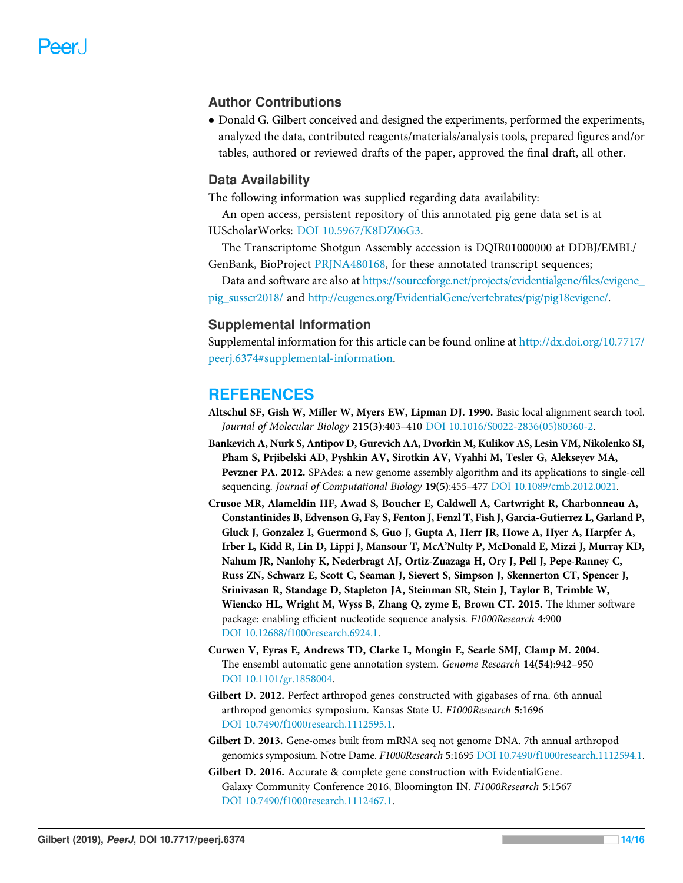## Author Contributions

- Donald G. Gilbert conceived and designed the experiments, performed the experiments, analyzed the data, contributed reagents/materials/analysis tools, prepared figures and/or tables, authored or reviewed drafts of the paper, approved the final draft, all other.

## Data Availability

The following information was supplied regarding data availability:

An open access, persistent repository of this annotated pig gene data set is at IUScholarWorks: DOI 10.5967/K8DZ06G3.

The Transcriptome Shotgun Assembly accession is DQIR01000000 at DDBJ/EMBL/GenBank, BioProject PRJNA480168, for these annotated transcript sequences;

Data and software are also at https://sourceforge.net/projects/evidentialgene/files/evigene_pig_susscr2018/ and http://eugenes.org/EvidentialGene/vertebrates/pig/pig18evigene/.

## Supplemental Information

Supplemental information for this article can be found online at http://dx.doi.org/10.7717/peerj.6374#supplemental-information.

# REFERENCES

**Altschul SF, Gish W, Miller W, Myers EW, Lipman DJ. 1990.** Basic local alignment search tool. *Journal of Molecular Biology* **215(3)**:403–410 DOI 10.1016/S0022-2836(05)80360-2.

**Bankevich A, Nurk S, Antipov D, Gurevich AA, Dvorkin M, Kulikov AS, Lesin VM, Nikolenko SI, Pham S, Prjibelski AD, Pyshkin AV, Sirotkin AV, Vyahhi M, Tesler G, Alekseyev MA, Pevzner PA. 2012.** SPAdes: a new genome assembly algorithm and its applications to single-cell sequencing. *Journal of Computational Biology* **19(5)**:455–477 DOI 10.1089/cmb.2012.0021.

**Crusoe MR, Alameldin HF, Awad S, Boucher E, Caldwell A, Cartwright R, Charbonneau A, Constantinides B, Edvenson G, Fay S, Fenton J, Fenzl T, Fish J, Garcia-Gutierrez L, Garland P, Gluck J, Gonzalez I, Guermond S, Guo J, Gupta A, Herr JR, Howe A, Hyer A, Harpfer A, Irber L, Kidd R, Lin D, Lippi J, Mansour T, McA'Nulty P, McDonald E, Mizzi J, Murray KD, Nahum JR, Nanlohy K, Nederbragt AJ, Ortiz-Zuazaga H, Ory J, Pell J, Pepe-Ranney C, Russ ZN, Schwarz E, Scott C, Seaman J, Sievert S, Simpson J, Skennerton CT, Spencer J, Srinivasan R, Standage D, Stapleton JA, Steinman SR, Stein J, Taylor B, Trimble W, Wiencko HL, Wright M, Wyss B, Zhang Q, zyme E, Brown CT. 2015.** The khmer software package: enabling efficient nucleotide sequence analysis. *F1000Research* **4**:900 DOI 10.12688/f1000research.6924.1.

**Curwen V, Eyras E, Andrews TD, Clarke L, Mongin E, Searle SMJ, Clamp M. 2004.** The ensembl automatic gene annotation system. *Genome Research* **14(54)**:942–950 DOI 10.1101/gr.1858004.

**Gilbert D. 2012.** Perfect arthropod genes constructed with gigabases of rna. 6th annual arthropod genomics symposium. Kansas State U. *F1000Research* **5**:1696 DOI 10.7490/f1000research.1112595.1.

**Gilbert D. 2013.** Gene-omes built from mRNA seq not genome DNA. 7th annual arthropod genomics symposium. Notre Dame. *F1000Research* **5**:1695 DOI 10.7490/f1000research.1112594.1.

**Gilbert D. 2016.** Accurate & complete gene construction with EvidentialGene. Galaxy Community Conference 2016, Bloomington IN. *F1000Research* **5**:1567 DOI 10.7490/f1000research.1112467.1.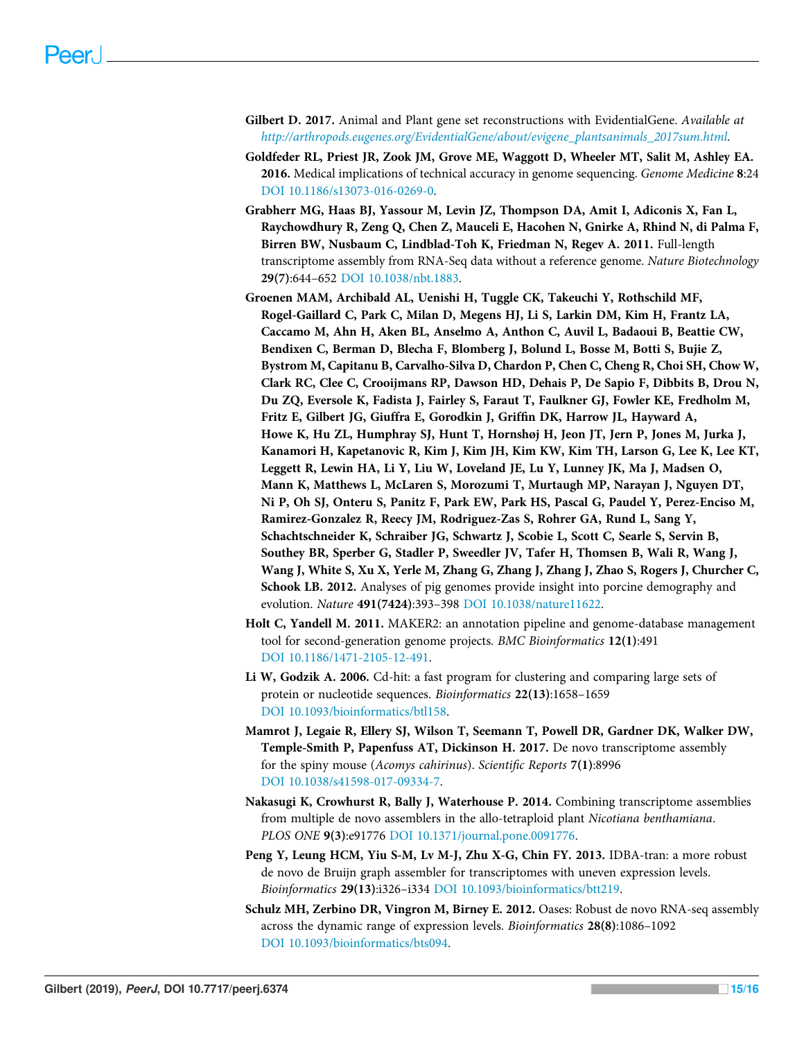**Gilbert D. 2017.** Animal and Plant gene set reconstructions with EvidentialGene. *Available at http://arthropods.eugenes.org/EvidentialGene/about/evigene_plantsanimals_2017sum.html*.

**Goldfeder RL, Priest JR, Zook JM, Grove ME, Waggott D, Wheeler MT, Salit M, Ashley EA. 2016.** Medical implications of technical accuracy in genome sequencing. *Genome Medicine* **8**:24 DOI 10.1186/s13073-016-0269-0.

**Grabherr MG, Haas BJ, Yassour M, Levin JZ, Thompson DA, Amit I, Adiconis X, Fan L, Raychowdhury R, Zeng Q, Chen Z, Mauceli E, Hacohen N, Gnirke A, Rhind N, di Palma F, Birren BW, Nusbaum C, Lindblad-Toh K, Friedman N, Regev A. 2011.** Full-length transcriptome assembly from RNA-Seq data without a reference genome. *Nature Biotechnology* **29(7)**:644–652 DOI 10.1038/nbt.1883.

**Groenen MAM, Archibald AL, Uenishi H, Tuggle CK, Takeuchi Y, Rothschild MF, Rogel-Gaillard C, Park C, Milan D, Megens HJ, Li S, Larkin DM, Kim H, Frantz LA, Caccamo M, Ahn H, Aken BL, Anselmo A, Anthon C, Auvil L, Badaoui B, Beattie CW, Bendixen C, Berman D, Blecha F, Blomberg J, Bolund L, Bosse M, Botti S, Bujie Z, Bystrom M, Capitanu B, Carvalho-Silva D, Chardon P, Chen C, Cheng R, Choi SH, Chow W, Clark RC, Clee C, Crooijmans RP, Dawson HD, Dehais P, De Sapio F, Dibbits B, Drou N, Du ZQ, Eversole K, Fadista J, Fairley S, Faraut T, Faulkner GJ, Fowler KE, Fredholm M, Fritz E, Gilbert JG, Giuffra E, Gorodkin J, Griffin DK, Harrow JL, Hayward A, Howe K, Hu ZL, Humphray SJ, Hunt T, Hornshøj H, Jeon JT, Jern P, Jones M, Jurka J, Kanamori H, Kapetanovic R, Kim J, Kim JH, Kim KW, Kim TH, Larson G, Lee K, Lee KT, Leggett R, Lewin HA, Li Y, Liu W, Loveland JE, Lu Y, Lunney JK, Ma J, Madsen O, Mann K, Matthews L, McLaren S, Morozumi T, Murtaugh MP, Narayan J, Nguyen DT, Ni P, Oh SJ, Onteru S, Panitz F, Park EW, Park HS, Pascal G, Paudel Y, Perez-Enciso M, Ramirez-Gonzalez R, Reecy JM, Rodriguez-Zas S, Rohrer GA, Rund L, Sang Y, Schachtschneider K, Schraiber JG, Schwartz J, Scobie L, Scott C, Searle S, Servin B, Southey BR, Sperber G, Stadler P, Sweedler JV, Tafer H, Thomsen B, Wali R, Wang J, Wang J, White S, Xu X, Yerle M, Zhang G, Zhang J, Zhang J, Zhao S, Rogers J, Churcher C, Schook LB. 2012.** Analyses of pig genomes provide insight into porcine demography and evolution. *Nature* **491(7424)**:393–398 DOI 10.1038/nature11622.

**Holt C, Yandell M. 2011.** MAKER2: an annotation pipeline and genome-database management tool for second-generation genome projects. *BMC Bioinformatics* **12(1)**:491 DOI 10.1186/1471-2105-12-491.

**Li W, Godzik A. 2006.** Cd-hit: a fast program for clustering and comparing large sets of protein or nucleotide sequences. *Bioinformatics* **22(13)**:1658–1659 DOI 10.1093/bioinformatics/btl158.

**Mamrot J, Legaie R, Ellery SJ, Wilson T, Seemann T, Powell DR, Gardner DK, Walker DW, Temple-Smith P, Papenfuss AT, Dickinson H. 2017.** De novo transcriptome assembly for the spiny mouse (*Acomys cahirinus*). *Scientific Reports* **7(1)**:8996 DOI 10.1038/s41598-017-09334-7.

**Nakasugi K, Crowhurst R, Bally J, Waterhouse P. 2014.** Combining transcriptome assemblies from multiple de novo assemblers in the allo-tetraploid plant *Nicotiana benthamiana*. *PLOS ONE* **9(3)**:e91776 DOI 10.1371/journal.pone.0091776.

**Peng Y, Leung HCM, Yiu S-M, Lv M-J, Zhu X-G, Chin FY. 2013.** IDBA-tran: a more robust de novo de Bruijn graph assembler for transcriptomes with uneven expression levels. *Bioinformatics* **29(13)**:i326–i334 DOI 10.1093/bioinformatics/btt219.

**Schulz MH, Zerbino DR, Vingron M, Birney E. 2012.** Oases: Robust de novo RNA-seq assembly across the dynamic range of expression levels. *Bioinformatics* **28(8)**:1086–1092 DOI 10.1093/bioinformatics/bts094.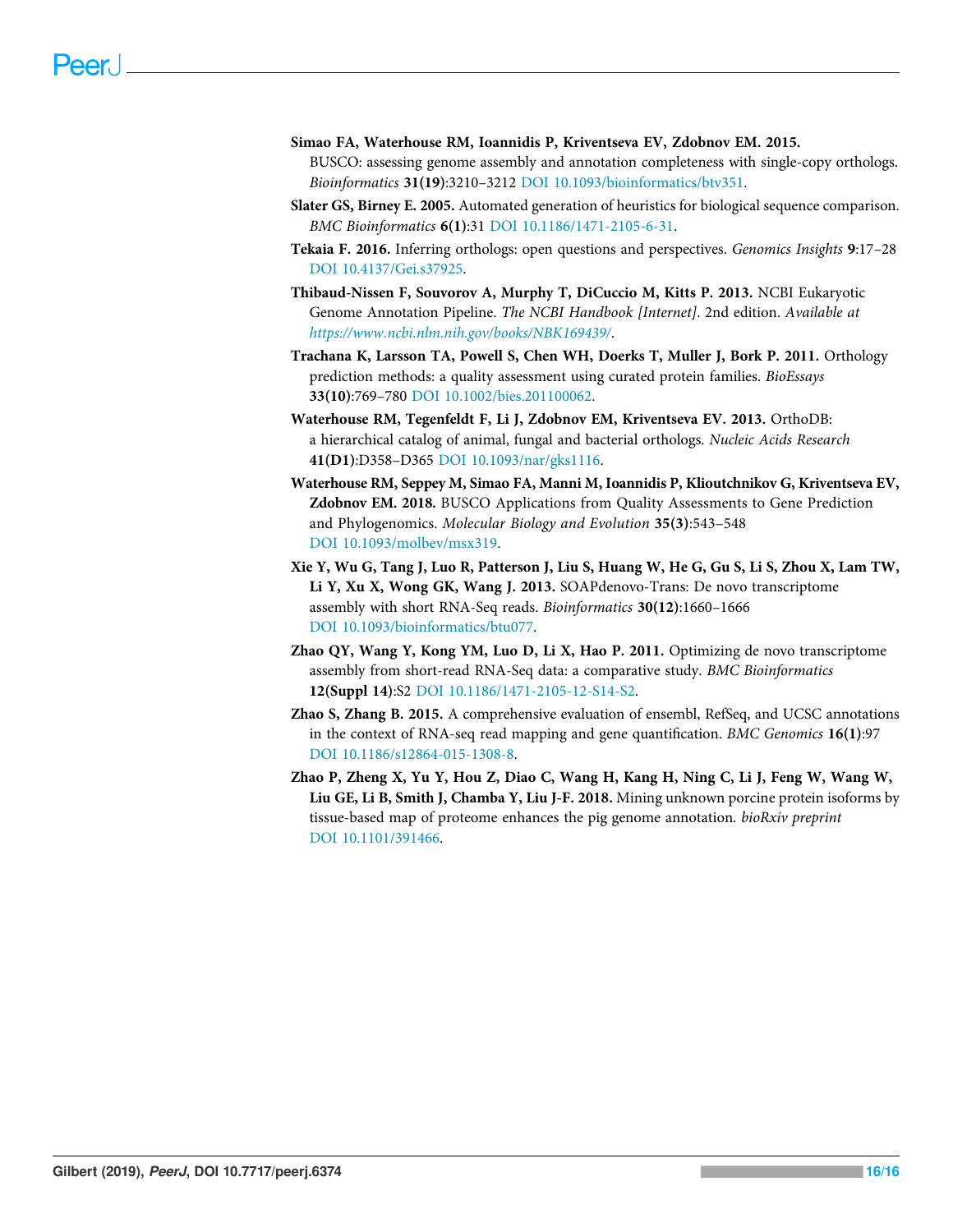**Simao FA, Waterhouse RM, Ioannidis P, Kriventseva EV, Zdobnov EM. 2015.** BUSCO: assessing genome assembly and annotation completeness with single-copy orthologs. *Bioinformatics* **31(19)**:3210–3212 DOI 10.1093/bioinformatics/btv351.

**Slater GS, Birney E. 2005.** Automated generation of heuristics for biological sequence comparison. *BMC Bioinformatics* **6(1)**:31 DOI 10.1186/1471-2105-6-31.

**Tekaia F. 2016.** Inferring orthologs: open questions and perspectives. *Genomics Insights* **9**:17–28 DOI 10.4137/Gei.s37925.

**Thibaud-Nissen F, Souvorov A, Murphy T, DiCuccio M, Kitts P. 2013.** NCBI Eukaryotic Genome Annotation Pipeline. *The NCBI Handbook [Internet]*. 2nd edition. *Available at https://www.ncbi.nlm.nih.gov/books/NBK169439/*.

**Trachana K, Larsson TA, Powell S, Chen WH, Doerks T, Muller J, Bork P. 2011.** Orthology prediction methods: a quality assessment using curated protein families. *BioEssays* **33(10)**:769–780 DOI 10.1002/bies.201100062.

**Waterhouse RM, Tegenfeldt F, Li J, Zdobnov EM, Kriventseva EV. 2013.** OrthoDB: a hierarchical catalog of animal, fungal and bacterial orthologs. *Nucleic Acids Research* **41(D1)**:D358–D365 DOI 10.1093/nar/gks1116.

**Waterhouse RM, Seppey M, Simao FA, Manni M, Ioannidis P, Klioutchnikov G, Kriventseva EV, Zdobnov EM. 2018.** BUSCO Applications from Quality Assessments to Gene Prediction and Phylogenomics. *Molecular Biology and Evolution* **35(3)**:543–548 DOI 10.1093/molbev/msx319.

**Xie Y, Wu G, Tang J, Luo R, Patterson J, Liu S, Huang W, He G, Gu S, Li S, Zhou X, Lam TW, Li Y, Xu X, Wong GK, Wang J. 2013.** SOAPdenovo-Trans: De novo transcriptome assembly with short RNA-Seq reads. *Bioinformatics* **30(12)**:1660–1666 DOI 10.1093/bioinformatics/btu077.

**Zhao QY, Wang Y, Kong YM, Luo D, Li X, Hao P. 2011.** Optimizing de novo transcriptome assembly from short-read RNA-Seq data: a comparative study. *BMC Bioinformatics* **12(Suppl 14)**:S2 DOI 10.1186/1471-2105-12-S14-S2.

**Zhao S, Zhang B. 2015.** A comprehensive evaluation of ensembl, RefSeq, and UCSC annotations in the context of RNA-seq read mapping and gene quantification. *BMC Genomics* **16(1)**:97 DOI 10.1186/s12864-015-1308-8.

**Zhao P, Zheng X, Yu Y, Hou Z, Diao C, Wang H, Kang H, Ning C, Li J, Feng W, Wang W, Liu GE, Li B, Smith J, Chamba Y, Liu J-F. 2018.** Mining unknown porcine protein isoforms by tissue-based map of proteome enhances the pig genome annotation. *bioRxiv preprint* DOI 10.1101/391466.